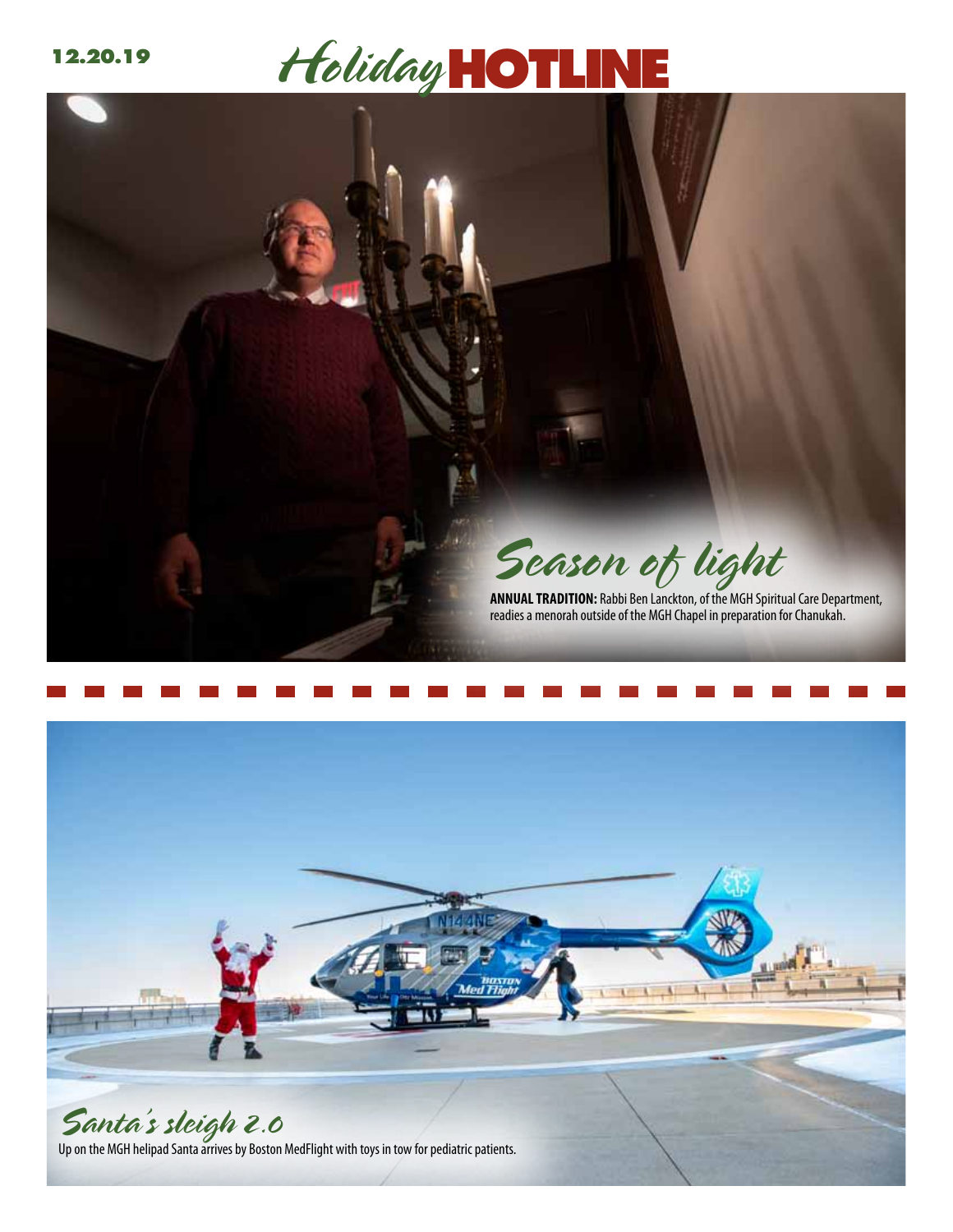12.20.19

# *Holiday* HOTLINE

## *Season of light*

**ANNUAL TRADITION:** Rabbi Ben Lanckton, of the MGH Spiritual Care Department, readies a menorah outside of the MGH Chapel in preparation for Chanukah.

## *Santa's sleigh 2.0*

Up on the MGH helipad Santa arrives by Boston MedFlight with toys in tow for pediatric patients.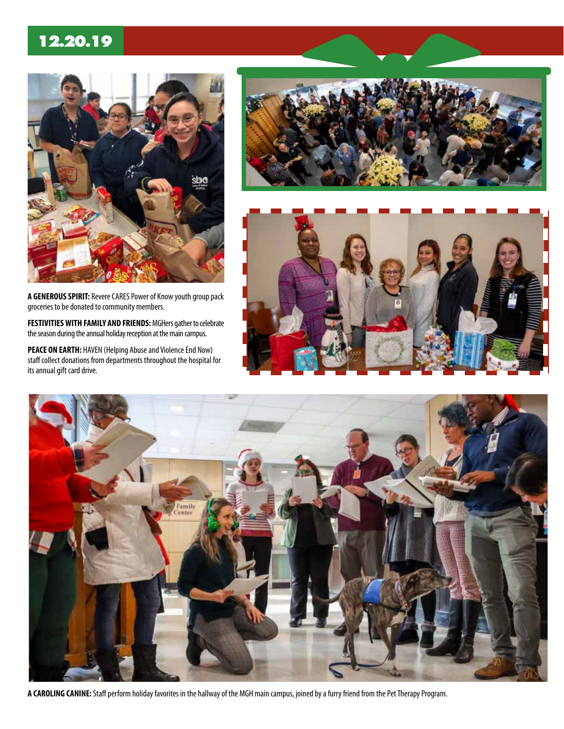**12.20.19**

**A GENEROUS SPIRIT:** Revere CARES Power of Know youth group pack groceries to be donated to community members.

**FESTIVITIES WITH FAMILY AND FRIENDS:** MGHers gather to celebrate the season during the annual holiday reception at the main campus.

**PEACE ON EARTH:** HAVEN (Helping Abuse and Violence End Now) staff collect donations from departments throughout the hospital for its annual gift card drive.

**A CAROLING CANINE:** Staff perform holiday favorites in the hallway of the MGH main campus, joined by a furry friend from the Pet Therapy Program.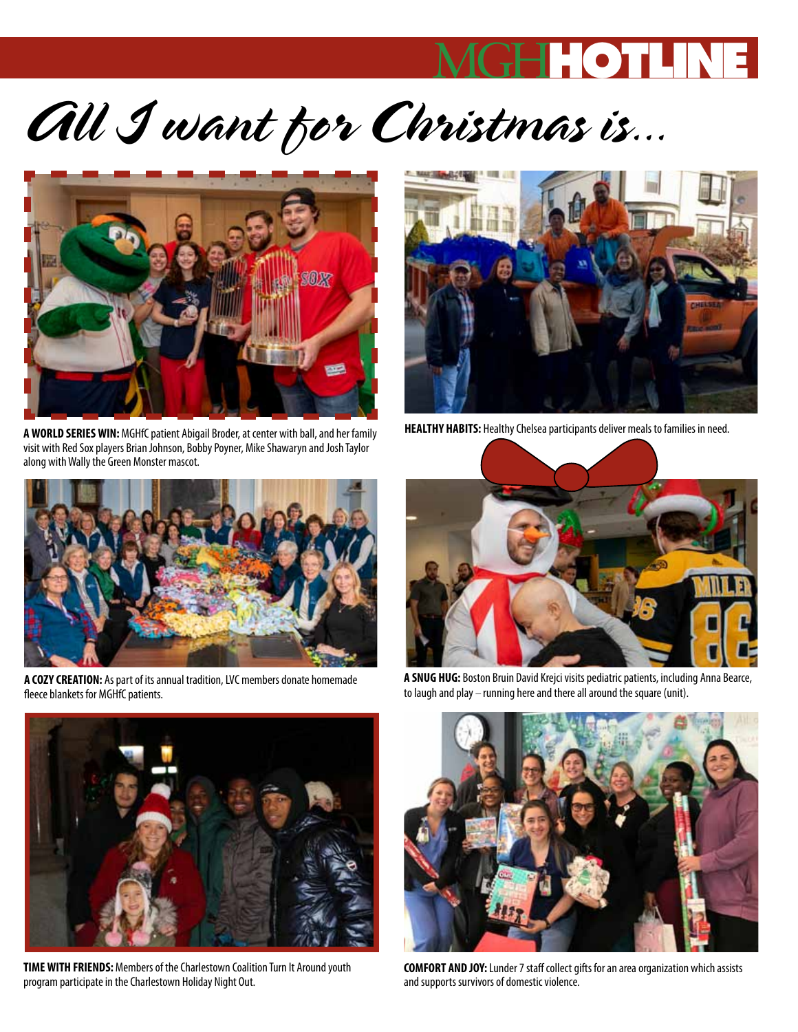# All I want for Christmas is...

**A WORLD SERIES WIN:** MGHfC patient Abigail Broder, at center with ball, and her family visit with Red Sox players Brian Johnson, Bobby Poyner, Mike Shawaryn and Josh Taylor along with Wally the Green Monster mascot.

**HEALTHY HABITS:** Healthy Chelsea participants deliver meals to families in need.

**A COZY CREATION:** As part of its annual tradition, LVC members donate homemade fleece blankets for MGHfC patients.

**A SNUG HUG:** Boston Bruin David Krejci visits pediatric patients, including Anna Bearce, to laugh and play – running here and there all around the square (unit).

**TIME WITH FRIENDS:** Members of the Charlestown Coalition Turn It Around youth program participate in the Charlestown Holiday Night Out.

**COMFORT AND JOY:** Lunder 7 staff collect gifts for an area organization which assists and supports survivors of domestic violence.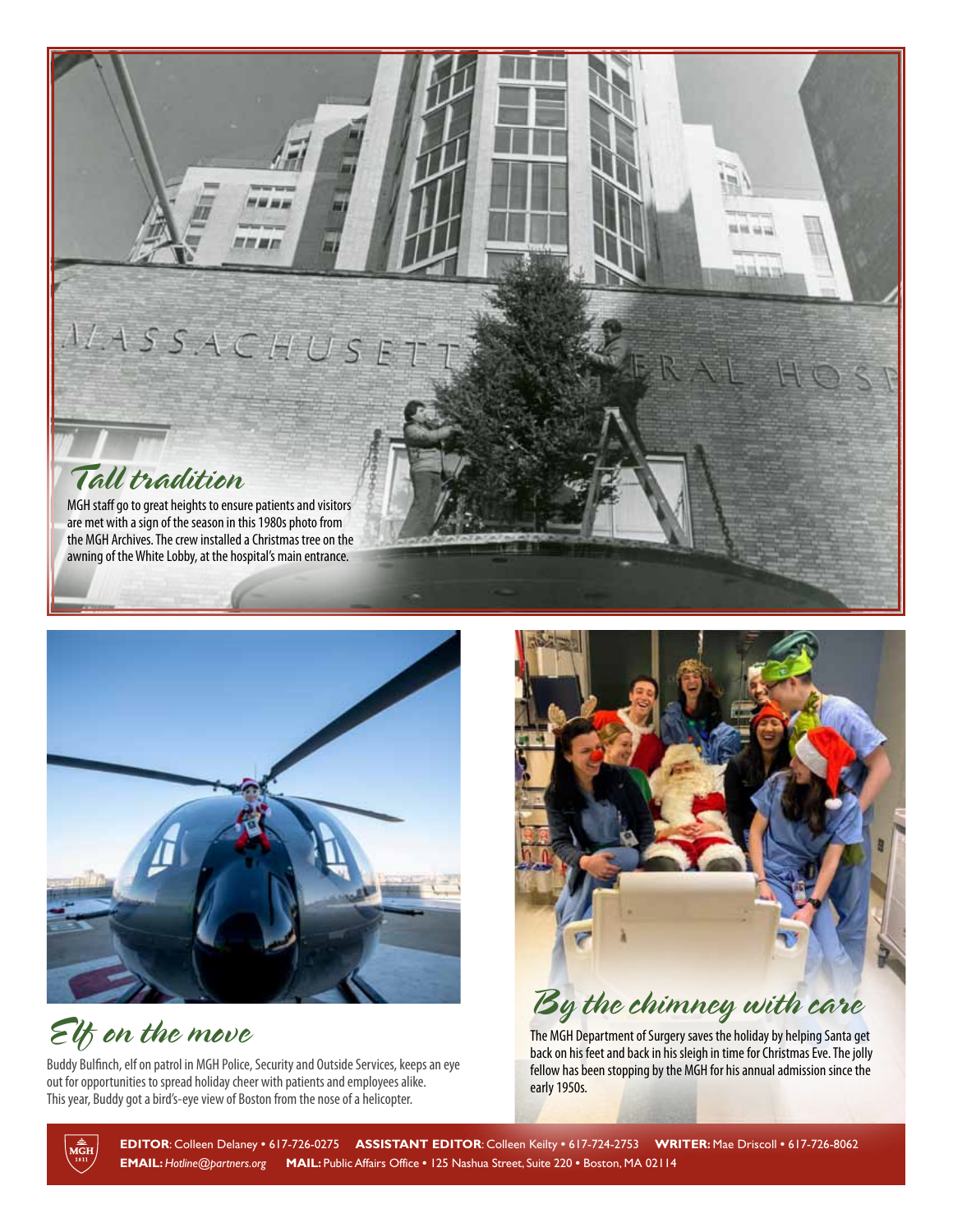## Tall tradition

MGH staff go to great heights to ensure patients and visitors are met with a sign of the season in this 1980s photo from the MGH Archives. The crew installed a Christmas tree on the awning of the White Lobby, at the hospital's main entrance.

## Elf on the move

Buddy Bulfinch, elf on patrol in MGH Police, Security and Outside Services, keeps an eye out for opportunities to spread holiday cheer with patients and employees alike. This year, Buddy got a bird's-eye view of Boston from the nose of a helicopter.

## By the chimney with care

The MGH Department of Surgery saves the holiday by helping Santa get back on his feet and back in his sleigh in time for Christmas Eve. The jolly fellow has been stopping by the MGH for his annual admission since the early 1950s.

**EDITOR**: Colleen Delaney • 617-726-0275 **ASSISTANT EDITOR**: Colleen Keilty • 617-724-2753 **WRITER:** Mae Driscoll • 617-726-8062
**EMAIL:** *Hotline@partners.org* **MAIL:** Public Affairs Office • 125 Nashua Street, Suite 220 • Boston, MA 02114